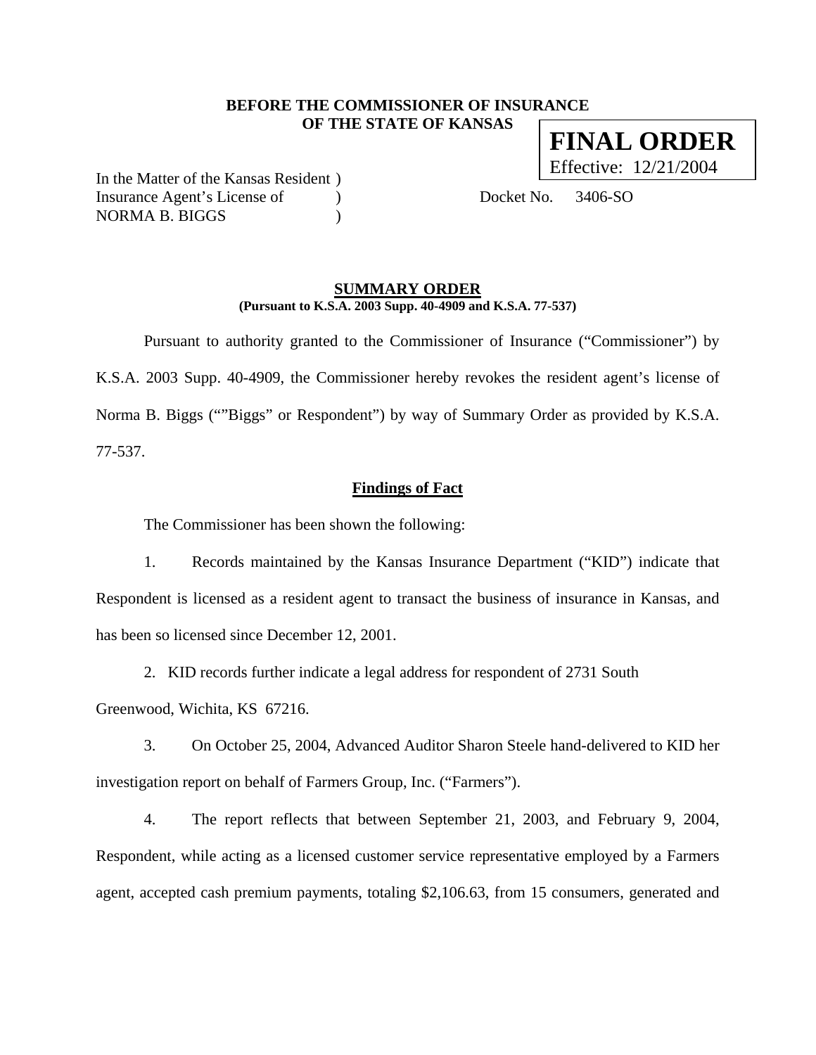**BEFORE THE COMMISSIONER OF INSURANCE**
**OF THE STATE OF KANSAS**

**FINAL ORDER**
Effective: 12/21/2004

In the Matter of the Kansas Resident )
Insurance Agent's License of )
NORMA B. BIGGS )

Docket No. 3406-SO

## SUMMARY ORDER

**(Pursuant to K.S.A. 2003 Supp. 40-4909 and K.S.A. 77-537)**

Pursuant to authority granted to the Commissioner of Insurance ("Commissioner") by K.S.A. 2003 Supp. 40-4909, the Commissioner hereby revokes the resident agent's license of Norma B. Biggs (""Biggs" or Respondent") by way of Summary Order as provided by K.S.A. 77-537.

### Findings of Fact

The Commissioner has been shown the following:

1. Records maintained by the Kansas Insurance Department ("KID") indicate that Respondent is licensed as a resident agent to transact the business of insurance in Kansas, and has been so licensed since December 12, 2001.

2. KID records further indicate a legal address for respondent of 2731 South Greenwood, Wichita, KS 67216.

3. On October 25, 2004, Advanced Auditor Sharon Steele hand-delivered to KID her investigation report on behalf of Farmers Group, Inc. ("Farmers").

4. The report reflects that between September 21, 2003, and February 9, 2004, Respondent, while acting as a licensed customer service representative employed by a Farmers agent, accepted cash premium payments, totaling $2,106.63, from 15 consumers, generated and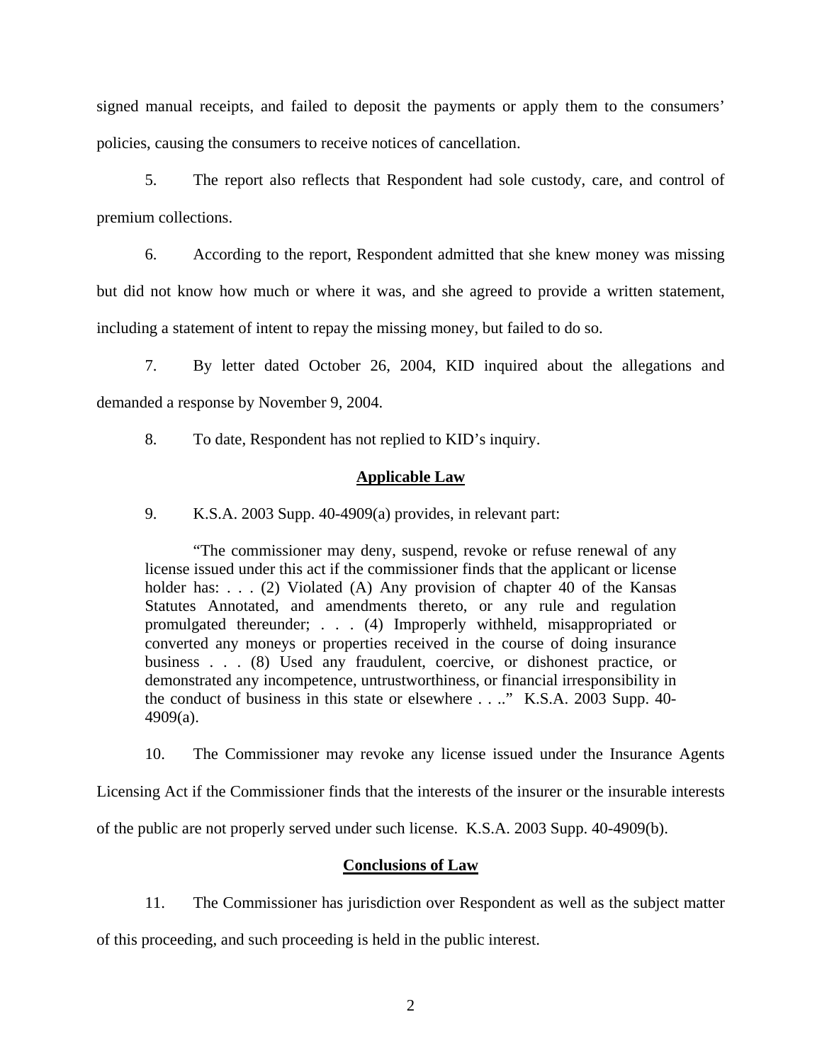signed manual receipts, and failed to deposit the payments or apply them to the consumers' policies, causing the consumers to receive notices of cancellation.

5. The report also reflects that Respondent had sole custody, care, and control of premium collections.

6. According to the report, Respondent admitted that she knew money was missing but did not know how much or where it was, and she agreed to provide a written statement, including a statement of intent to repay the missing money, but failed to do so.

7. By letter dated October 26, 2004, KID inquired about the allegations and demanded a response by November 9, 2004.

8. To date, Respondent has not replied to KID's inquiry.

## Applicable Law

9. K.S.A. 2003 Supp. 40-4909(a) provides, in relevant part:

> "The commissioner may deny, suspend, revoke or refuse renewal of any license issued under this act if the commissioner finds that the applicant or license holder has: . . . (2) Violated (A) Any provision of chapter 40 of the Kansas Statutes Annotated, and amendments thereto, or any rule and regulation promulgated thereunder; . . . (4) Improperly withheld, misappropriated or converted any moneys or properties received in the course of doing insurance business . . . (8) Used any fraudulent, coercive, or dishonest practice, or demonstrated any incompetence, untrustworthiness, or financial irresponsibility in the conduct of business in this state or elsewhere . . .." K.S.A. 2003 Supp. 40-4909(a).

10. The Commissioner may revoke any license issued under the Insurance Agents Licensing Act if the Commissioner finds that the interests of the insurer or the insurable interests of the public are not properly served under such license. K.S.A. 2003 Supp. 40-4909(b).

## Conclusions of Law

11. The Commissioner has jurisdiction over Respondent as well as the subject matter of this proceeding, and such proceeding is held in the public interest.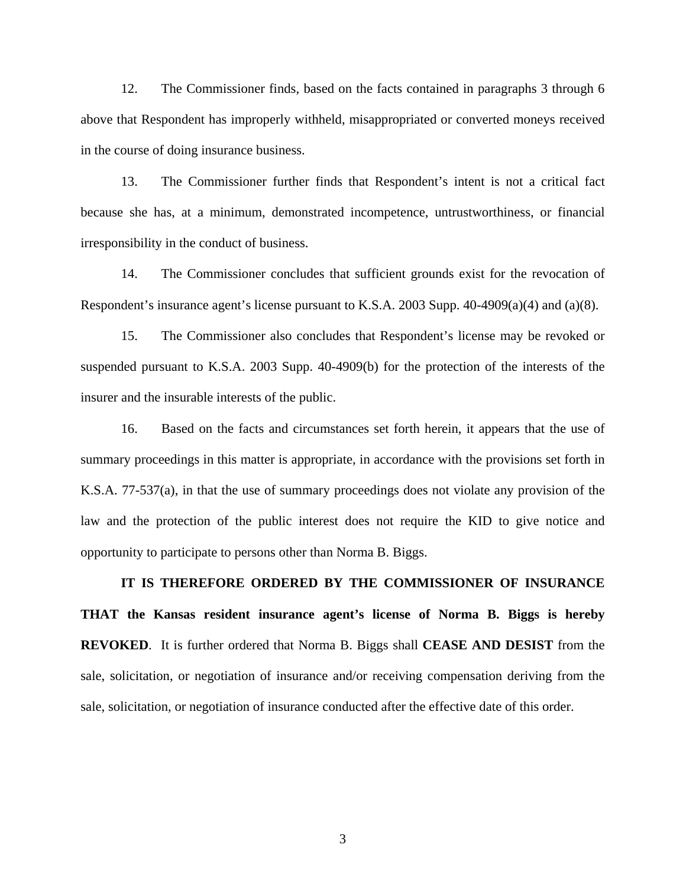12. The Commissioner finds, based on the facts contained in paragraphs 3 through 6 above that Respondent has improperly withheld, misappropriated or converted moneys received in the course of doing insurance business.

13. The Commissioner further finds that Respondent's intent is not a critical fact because she has, at a minimum, demonstrated incompetence, untrustworthiness, or financial irresponsibility in the conduct of business.

14. The Commissioner concludes that sufficient grounds exist for the revocation of Respondent's insurance agent's license pursuant to K.S.A. 2003 Supp. 40-4909(a)(4) and (a)(8).

15. The Commissioner also concludes that Respondent's license may be revoked or suspended pursuant to K.S.A. 2003 Supp. 40-4909(b) for the protection of the interests of the insurer and the insurable interests of the public.

16. Based on the facts and circumstances set forth herein, it appears that the use of summary proceedings in this matter is appropriate, in accordance with the provisions set forth in K.S.A. 77-537(a), in that the use of summary proceedings does not violate any provision of the law and the protection of the public interest does not require the KID to give notice and opportunity to participate to persons other than Norma B. Biggs.

**IT IS THEREFORE ORDERED BY THE COMMISSIONER OF INSURANCE THAT the Kansas resident insurance agent's license of Norma B. Biggs is hereby REVOKED**. It is further ordered that Norma B. Biggs shall **CEASE AND DESIST** from the sale, solicitation, or negotiation of insurance and/or receiving compensation deriving from the sale, solicitation, or negotiation of insurance conducted after the effective date of this order.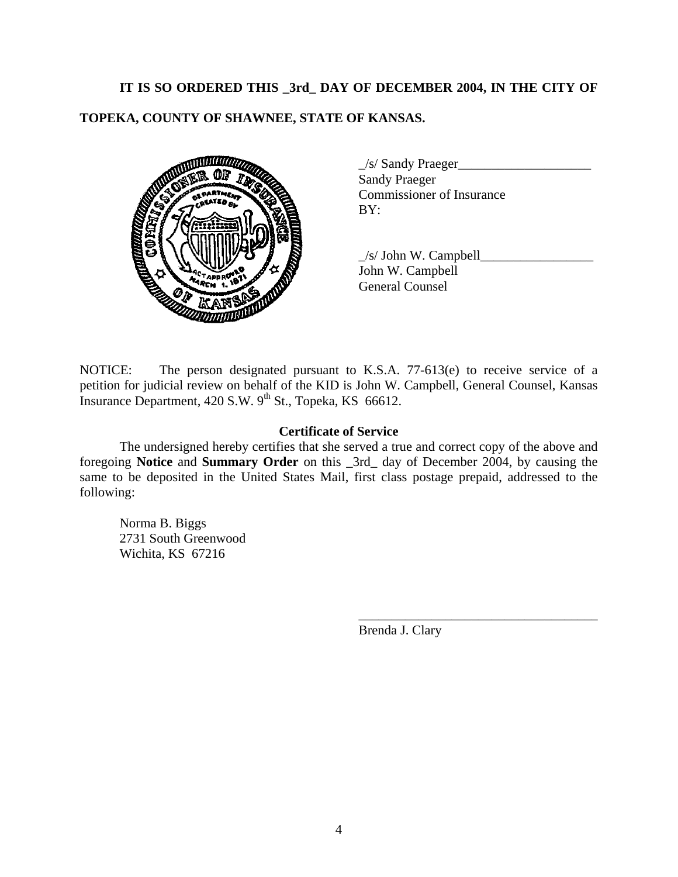**IT IS SO ORDERED THIS _3rd_ DAY OF DECEMBER 2004, IN THE CITY OF TOPEKA, COUNTY OF SHAWNEE, STATE OF KANSAS.**

_/s/ Sandy Praeger____________________
Sandy Praeger
Commissioner of Insurance
BY:

_/s/ John W. Campbell_________________
John W. Campbell
General Counsel

NOTICE: The person designated pursuant to K.S.A. 77-613(e) to receive service of a petition for judicial review on behalf of the KID is John W. Campbell, General Counsel, Kansas Insurance Department, 420 S.W. 9th St., Topeka, KS 66612.

**Certificate of Service**

The undersigned hereby certifies that she served a true and correct copy of the above and foregoing **Notice** and **Summary Order** on this _3rd_ day of December 2004, by causing the same to be deposited in the United States Mail, first class postage prepaid, addressed to the following:

Norma B. Biggs
2731 South Greenwood
Wichita, KS 67216

___________________________________
Brenda J. Clary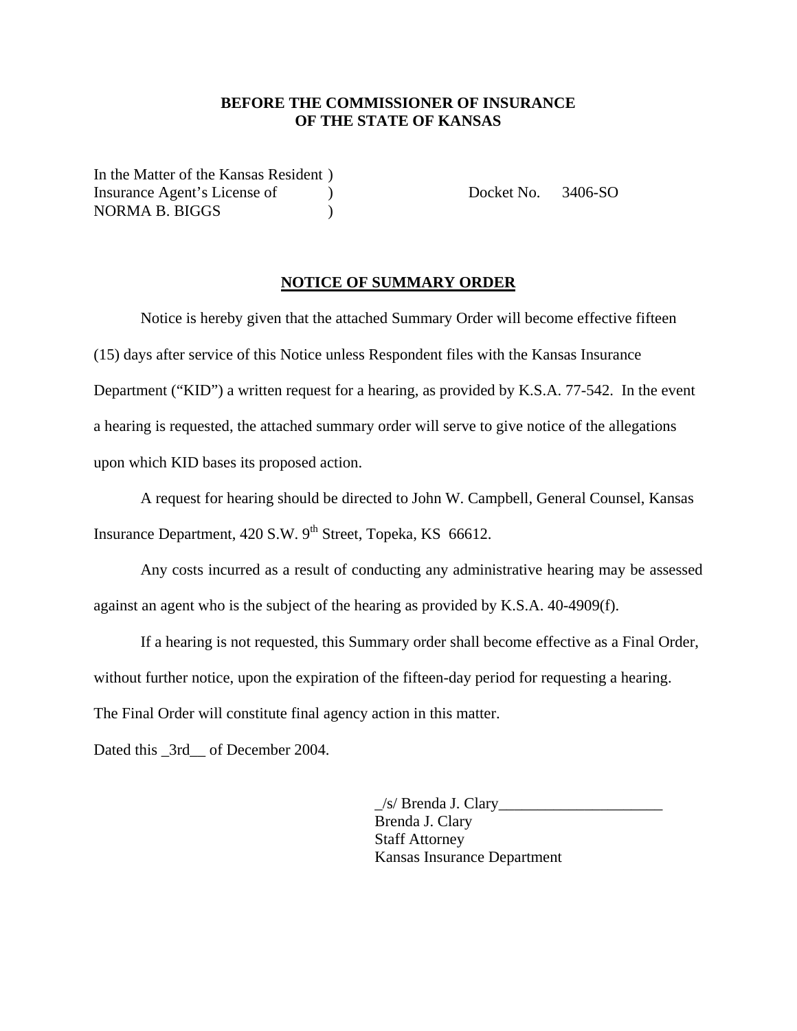**BEFORE THE COMMISSIONER OF INSURANCE**
**OF THE STATE OF KANSAS**

| | | |
|---|---|---|
| In the Matter of the Kansas Resident | ) | |
| Insurance Agent's License of | ) | Docket No. 3406-SO |
| NORMA B. BIGGS | ) | |

## NOTICE OF SUMMARY ORDER

Notice is hereby given that the attached Summary Order will become effective fifteen (15) days after service of this Notice unless Respondent files with the Kansas Insurance Department ("KID") a written request for a hearing, as provided by K.S.A. 77-542. In the event a hearing is requested, the attached summary order will serve to give notice of the allegations upon which KID bases its proposed action.

A request for hearing should be directed to John W. Campbell, General Counsel, Kansas Insurance Department, 420 S.W. 9th Street, Topeka, KS 66612.

Any costs incurred as a result of conducting any administrative hearing may be assessed against an agent who is the subject of the hearing as provided by K.S.A. 40-4909(f).

If a hearing is not requested, this Summary order shall become effective as a Final Order, without further notice, upon the expiration of the fifteen-day period for requesting a hearing. The Final Order will constitute final agency action in this matter.

Dated this _3rd__ of December 2004.

_/s/ Brenda J. Clary_____________________
Brenda J. Clary
Staff Attorney
Kansas Insurance Department